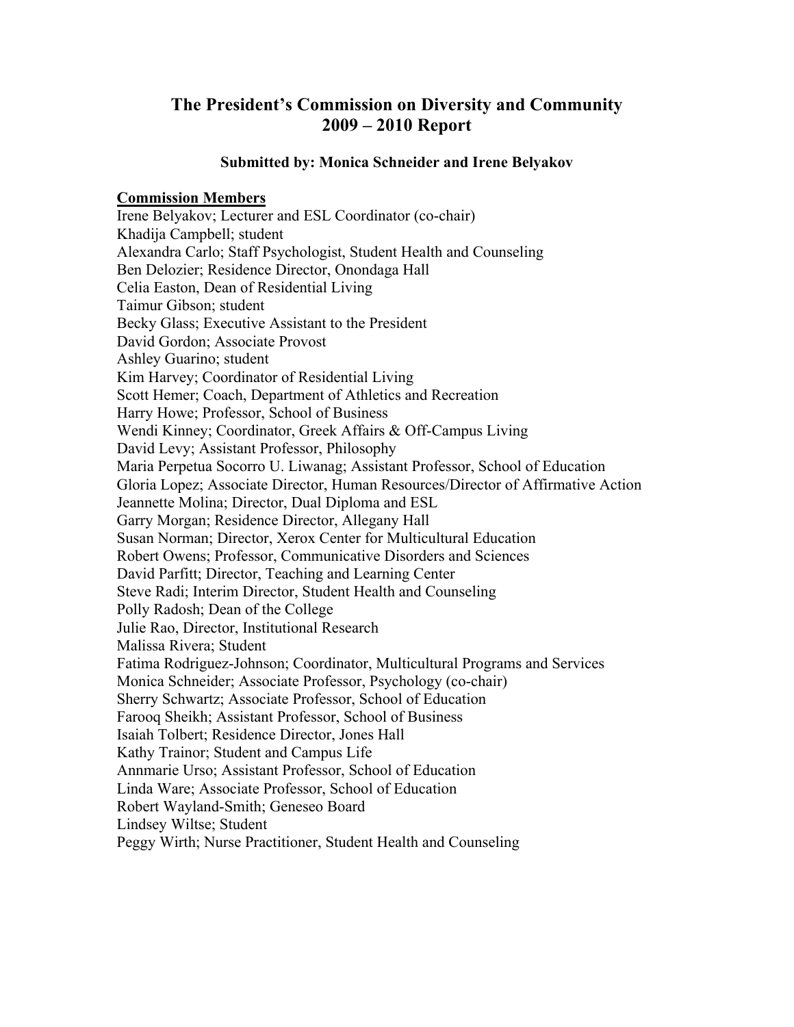# The President's Commission on Diversity and Community
# 2009 – 2010 Report

**Submitted by: Monica Schneider and Irene Belyakov**

**<u>Commission Members</u>**

Irene Belyakov; Lecturer and ESL Coordinator (co-chair)
Khadija Campbell; student
Alexandra Carlo; Staff Psychologist, Student Health and Counseling
Ben Delozier; Residence Director, Onondaga Hall
Celia Easton, Dean of Residential Living
Taimur Gibson; student
Becky Glass; Executive Assistant to the President
David Gordon; Associate Provost
Ashley Guarino; student
Kim Harvey; Coordinator of Residential Living
Scott Hemer; Coach, Department of Athletics and Recreation
Harry Howe; Professor, School of Business
Wendi Kinney; Coordinator, Greek Affairs & Off-Campus Living
David Levy; Assistant Professor, Philosophy
Maria Perpetua Socorro U. Liwanag; Assistant Professor, School of Education
Gloria Lopez; Associate Director, Human Resources/Director of Affirmative Action
Jeannette Molina; Director, Dual Diploma and ESL
Garry Morgan; Residence Director, Allegany Hall
Susan Norman; Director, Xerox Center for Multicultural Education
Robert Owens; Professor, Communicative Disorders and Sciences
David Parfitt; Director, Teaching and Learning Center
Steve Radi; Interim Director, Student Health and Counseling
Polly Radosh; Dean of the College
Julie Rao, Director, Institutional Research
Malissa Rivera; Student
Fatima Rodriguez-Johnson; Coordinator, Multicultural Programs and Services
Monica Schneider; Associate Professor, Psychology (co-chair)
Sherry Schwartz; Associate Professor, School of Education
Farooq Sheikh; Assistant Professor, School of Business
Isaiah Tolbert; Residence Director, Jones Hall
Kathy Trainor; Student and Campus Life
Annmarie Urso; Assistant Professor, School of Education
Linda Ware; Associate Professor, School of Education
Robert Wayland-Smith; Geneseo Board
Lindsey Wiltse; Student
Peggy Wirth; Nurse Practitioner, Student Health and Counseling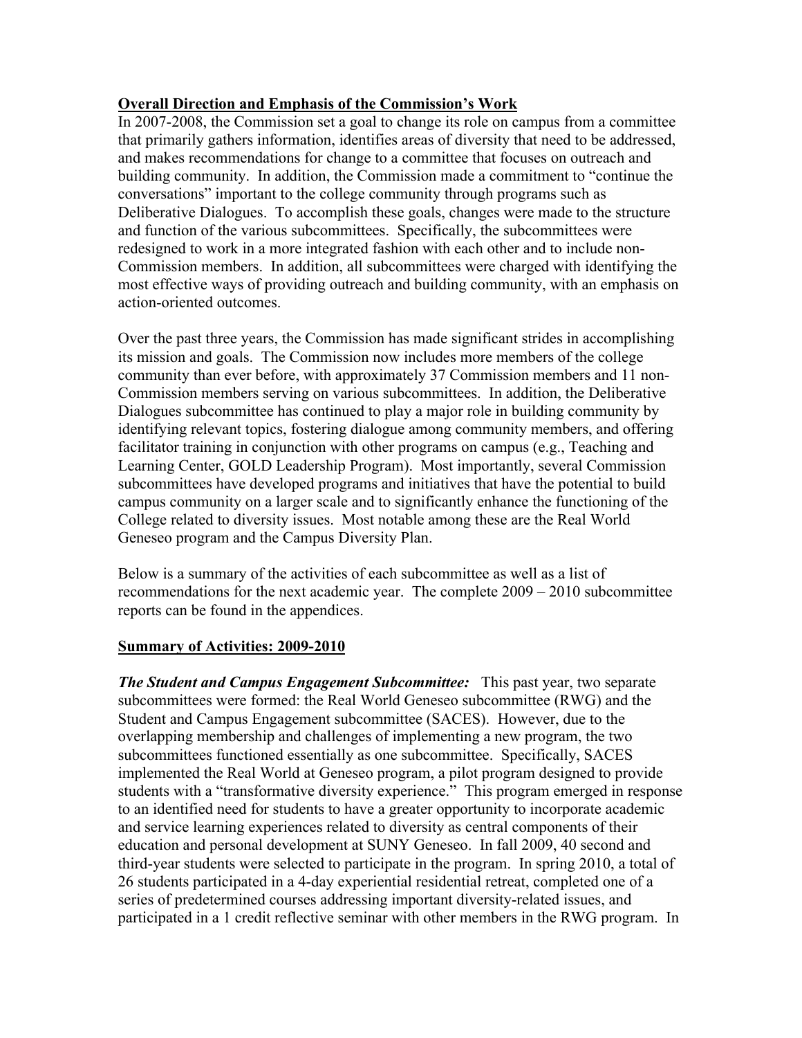**Overall Direction and Emphasis of the Commission's Work**

In 2007-2008, the Commission set a goal to change its role on campus from a committee that primarily gathers information, identifies areas of diversity that need to be addressed, and makes recommendations for change to a committee that focuses on outreach and building community. In addition, the Commission made a commitment to "continue the conversations" important to the college community through programs such as Deliberative Dialogues. To accomplish these goals, changes were made to the structure and function of the various subcommittees. Specifically, the subcommittees were redesigned to work in a more integrated fashion with each other and to include non-Commission members. In addition, all subcommittees were charged with identifying the most effective ways of providing outreach and building community, with an emphasis on action-oriented outcomes.

Over the past three years, the Commission has made significant strides in accomplishing its mission and goals. The Commission now includes more members of the college community than ever before, with approximately 37 Commission members and 11 non-Commission members serving on various subcommittees. In addition, the Deliberative Dialogues subcommittee has continued to play a major role in building community by identifying relevant topics, fostering dialogue among community members, and offering facilitator training in conjunction with other programs on campus (e.g., Teaching and Learning Center, GOLD Leadership Program). Most importantly, several Commission subcommittees have developed programs and initiatives that have the potential to build campus community on a larger scale and to significantly enhance the functioning of the College related to diversity issues. Most notable among these are the Real World Geneseo program and the Campus Diversity Plan.

Below is a summary of the activities of each subcommittee as well as a list of recommendations for the next academic year. The complete 2009 – 2010 subcommittee reports can be found in the appendices.

**Summary of Activities: 2009-2010**

***The Student and Campus Engagement Subcommittee:*** This past year, two separate subcommittees were formed: the Real World Geneseo subcommittee (RWG) and the Student and Campus Engagement subcommittee (SACES). However, due to the overlapping membership and challenges of implementing a new program, the two subcommittees functioned essentially as one subcommittee. Specifically, SACES implemented the Real World at Geneseo program, a pilot program designed to provide students with a "transformative diversity experience." This program emerged in response to an identified need for students to have a greater opportunity to incorporate academic and service learning experiences related to diversity as central components of their education and personal development at SUNY Geneseo. In fall 2009, 40 second and third-year students were selected to participate in the program. In spring 2010, a total of 26 students participated in a 4-day experiential residential retreat, completed one of a series of predetermined courses addressing important diversity-related issues, and participated in a 1 credit reflective seminar with other members in the RWG program. In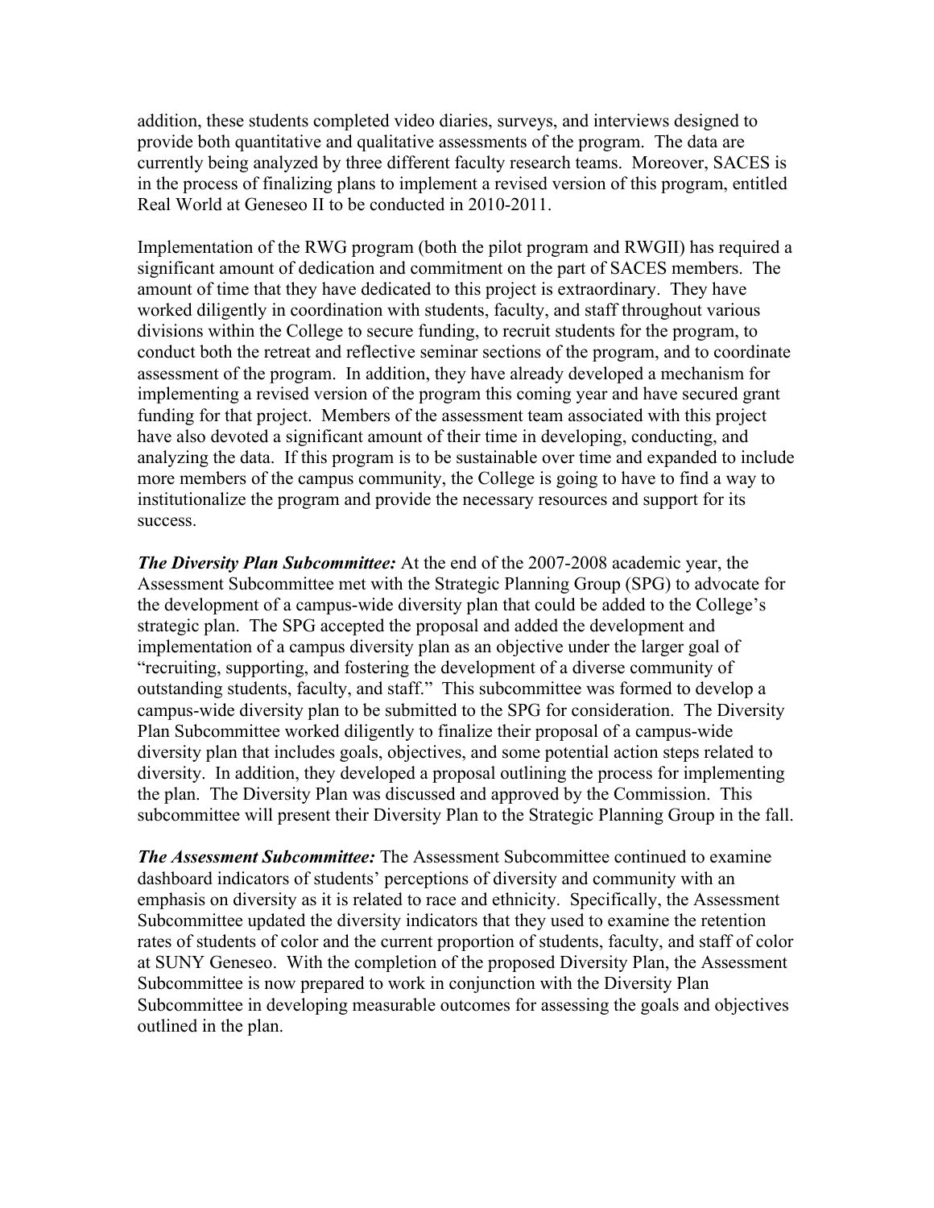addition, these students completed video diaries, surveys, and interviews designed to provide both quantitative and qualitative assessments of the program. The data are currently being analyzed by three different faculty research teams. Moreover, SACES is in the process of finalizing plans to implement a revised version of this program, entitled Real World at Geneseo II to be conducted in 2010-2011.

Implementation of the RWG program (both the pilot program and RWGII) has required a significant amount of dedication and commitment on the part of SACES members. The amount of time that they have dedicated to this project is extraordinary. They have worked diligently in coordination with students, faculty, and staff throughout various divisions within the College to secure funding, to recruit students for the program, to conduct both the retreat and reflective seminar sections of the program, and to coordinate assessment of the program. In addition, they have already developed a mechanism for implementing a revised version of the program this coming year and have secured grant funding for that project. Members of the assessment team associated with this project have also devoted a significant amount of their time in developing, conducting, and analyzing the data. If this program is to be sustainable over time and expanded to include more members of the campus community, the College is going to have to find a way to institutionalize the program and provide the necessary resources and support for its success.

***The Diversity Plan Subcommittee:*** At the end of the 2007-2008 academic year, the Assessment Subcommittee met with the Strategic Planning Group (SPG) to advocate for the development of a campus-wide diversity plan that could be added to the College's strategic plan. The SPG accepted the proposal and added the development and implementation of a campus diversity plan as an objective under the larger goal of "recruiting, supporting, and fostering the development of a diverse community of outstanding students, faculty, and staff." This subcommittee was formed to develop a campus-wide diversity plan to be submitted to the SPG for consideration. The Diversity Plan Subcommittee worked diligently to finalize their proposal of a campus-wide diversity plan that includes goals, objectives, and some potential action steps related to diversity. In addition, they developed a proposal outlining the process for implementing the plan. The Diversity Plan was discussed and approved by the Commission. This subcommittee will present their Diversity Plan to the Strategic Planning Group in the fall.

***The Assessment Subcommittee:*** The Assessment Subcommittee continued to examine dashboard indicators of students' perceptions of diversity and community with an emphasis on diversity as it is related to race and ethnicity. Specifically, the Assessment Subcommittee updated the diversity indicators that they used to examine the retention rates of students of color and the current proportion of students, faculty, and staff of color at SUNY Geneseo. With the completion of the proposed Diversity Plan, the Assessment Subcommittee is now prepared to work in conjunction with the Diversity Plan Subcommittee in developing measurable outcomes for assessing the goals and objectives outlined in the plan.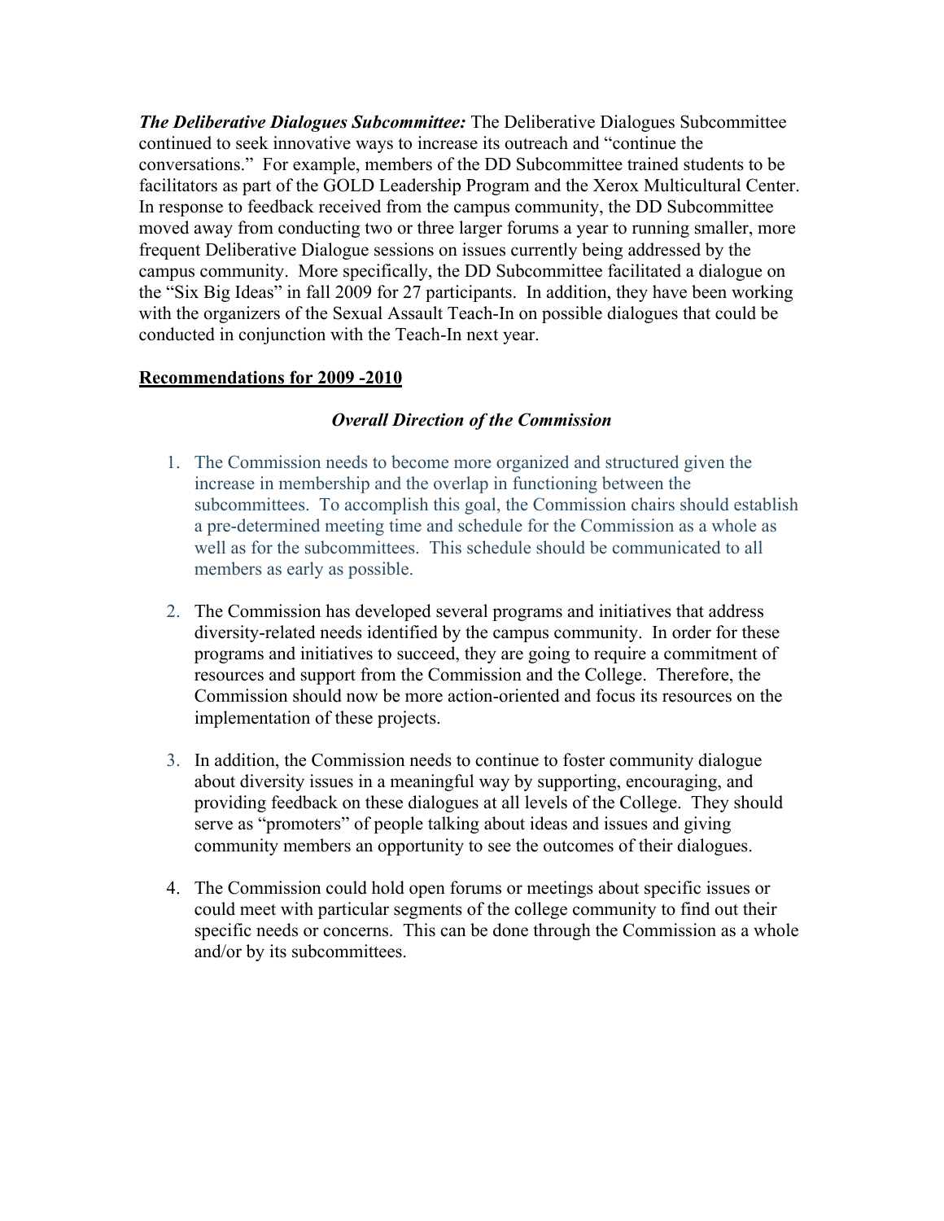***The Deliberative Dialogues Subcommittee:*** The Deliberative Dialogues Subcommittee continued to seek innovative ways to increase its outreach and "continue the conversations." For example, members of the DD Subcommittee trained students to be facilitators as part of the GOLD Leadership Program and the Xerox Multicultural Center. In response to feedback received from the campus community, the DD Subcommittee moved away from conducting two or three larger forums a year to running smaller, more frequent Deliberative Dialogue sessions on issues currently being addressed by the campus community. More specifically, the DD Subcommittee facilitated a dialogue on the "Six Big Ideas" in fall 2009 for 27 participants. In addition, they have been working with the organizers of the Sexual Assault Teach-In on possible dialogues that could be conducted in conjunction with the Teach-In next year.

**Recommendations for 2009 -2010**

***Overall Direction of the Commission***

1. The Commission needs to become more organized and structured given the increase in membership and the overlap in functioning between the subcommittees. To accomplish this goal, the Commission chairs should establish a pre-determined meeting time and schedule for the Commission as a whole as well as for the subcommittees. This schedule should be communicated to all members as early as possible.

2. The Commission has developed several programs and initiatives that address diversity-related needs identified by the campus community. In order for these programs and initiatives to succeed, they are going to require a commitment of resources and support from the Commission and the College. Therefore, the Commission should now be more action-oriented and focus its resources on the implementation of these projects.

3. In addition, the Commission needs to continue to foster community dialogue about diversity issues in a meaningful way by supporting, encouraging, and providing feedback on these dialogues at all levels of the College. They should serve as "promoters" of people talking about ideas and issues and giving community members an opportunity to see the outcomes of their dialogues.

4. The Commission could hold open forums or meetings about specific issues or could meet with particular segments of the college community to find out their specific needs or concerns. This can be done through the Commission as a whole and/or by its subcommittees.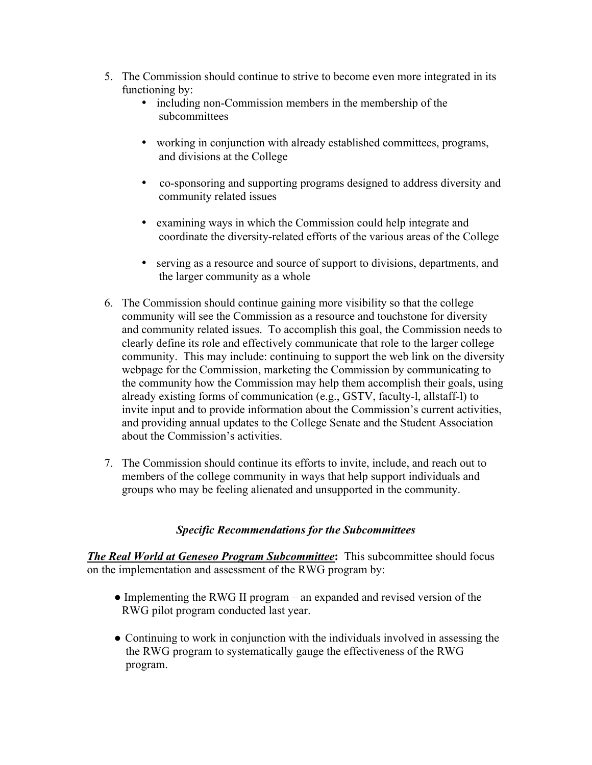5. The Commission should continue to strive to become even more integrated in its functioning by:
    - including non-Commission members in the membership of the subcommittees
    - working in conjunction with already established committees, programs, and divisions at the College
    - co-sponsoring and supporting programs designed to address diversity and community related issues
    - examining ways in which the Commission could help integrate and coordinate the diversity-related efforts of the various areas of the College
    - serving as a resource and source of support to divisions, departments, and the larger community as a whole

6. The Commission should continue gaining more visibility so that the college community will see the Commission as a resource and touchstone for diversity and community related issues. To accomplish this goal, the Commission needs to clearly define its role and effectively communicate that role to the larger college community. This may include: continuing to support the web link on the diversity webpage for the Commission, marketing the Commission by communicating to the community how the Commission may help them accomplish their goals, using already existing forms of communication (e.g., GSTV, faculty-l, allstaff-l) to invite input and to provide information about the Commission's current activities, and providing annual updates to the College Senate and the Student Association about the Commission's activities.

7. The Commission should continue its efforts to invite, include, and reach out to members of the college community in ways that help support individuals and groups who may be feeling alienated and unsupported in the community.

### *Specific Recommendations for the Subcommittees*

***The Real World at Geneseo Program Subcommittee*:** This subcommittee should focus on the implementation and assessment of the RWG program by:

- Implementing the RWG II program – an expanded and revised version of the RWG pilot program conducted last year.
- Continuing to work in conjunction with the individuals involved in assessing the the RWG program to systematically gauge the effectiveness of the RWG program.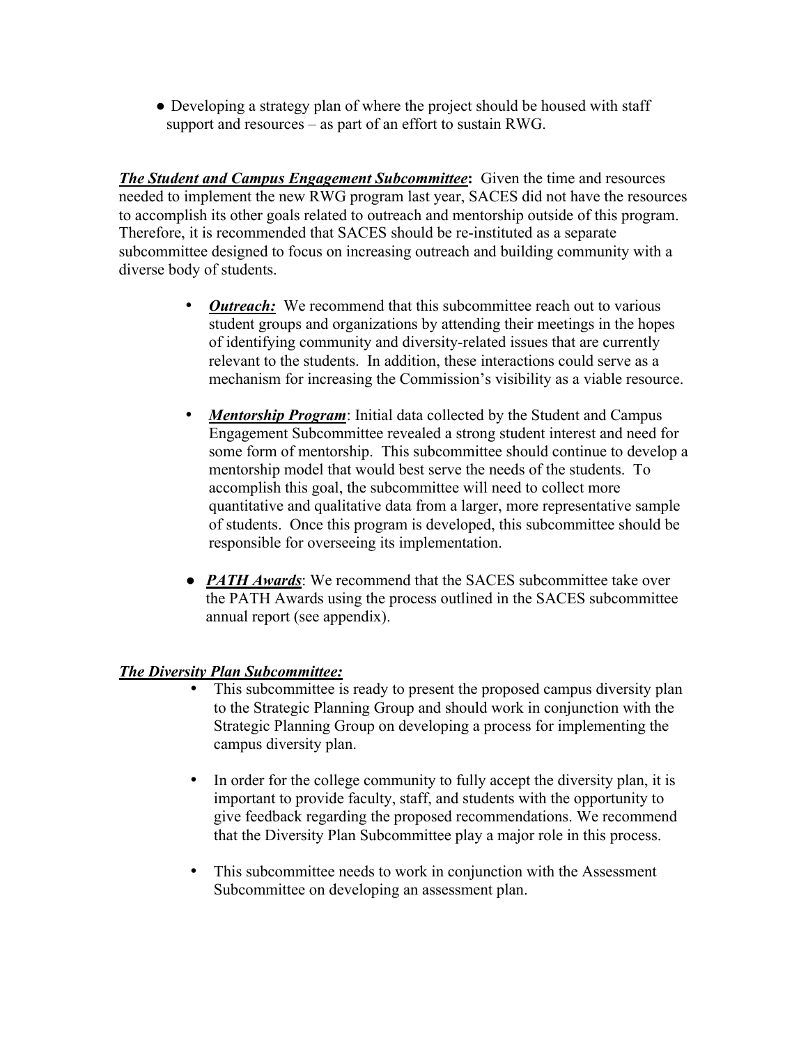- Developing a strategy plan of where the project should be housed with staff support and resources – as part of an effort to sustain RWG.

***The Student and Campus Engagement Subcommittee*:** Given the time and resources needed to implement the new RWG program last year, SACES did not have the resources to accomplish its other goals related to outreach and mentorship outside of this program. Therefore, it is recommended that SACES should be re-instituted as a separate subcommittee designed to focus on increasing outreach and building community with a diverse body of students.

- ***Outreach:*** We recommend that this subcommittee reach out to various student groups and organizations by attending their meetings in the hopes of identifying community and diversity-related issues that are currently relevant to the students. In addition, these interactions could serve as a mechanism for increasing the Commission's visibility as a viable resource.

- ***Mentorship Program***: Initial data collected by the Student and Campus Engagement Subcommittee revealed a strong student interest and need for some form of mentorship. This subcommittee should continue to develop a mentorship model that would best serve the needs of the students. To accomplish this goal, the subcommittee will need to collect more quantitative and qualitative data from a larger, more representative sample of students. Once this program is developed, this subcommittee should be responsible for overseeing its implementation.

- ***PATH Awards***: We recommend that the SACES subcommittee take over the PATH Awards using the process outlined in the SACES subcommittee annual report (see appendix).

***The Diversity Plan Subcommittee:***

- This subcommittee is ready to present the proposed campus diversity plan to the Strategic Planning Group and should work in conjunction with the Strategic Planning Group on developing a process for implementing the campus diversity plan.

- In order for the college community to fully accept the diversity plan, it is important to provide faculty, staff, and students with the opportunity to give feedback regarding the proposed recommendations. We recommend that the Diversity Plan Subcommittee play a major role in this process.

- This subcommittee needs to work in conjunction with the Assessment Subcommittee on developing an assessment plan.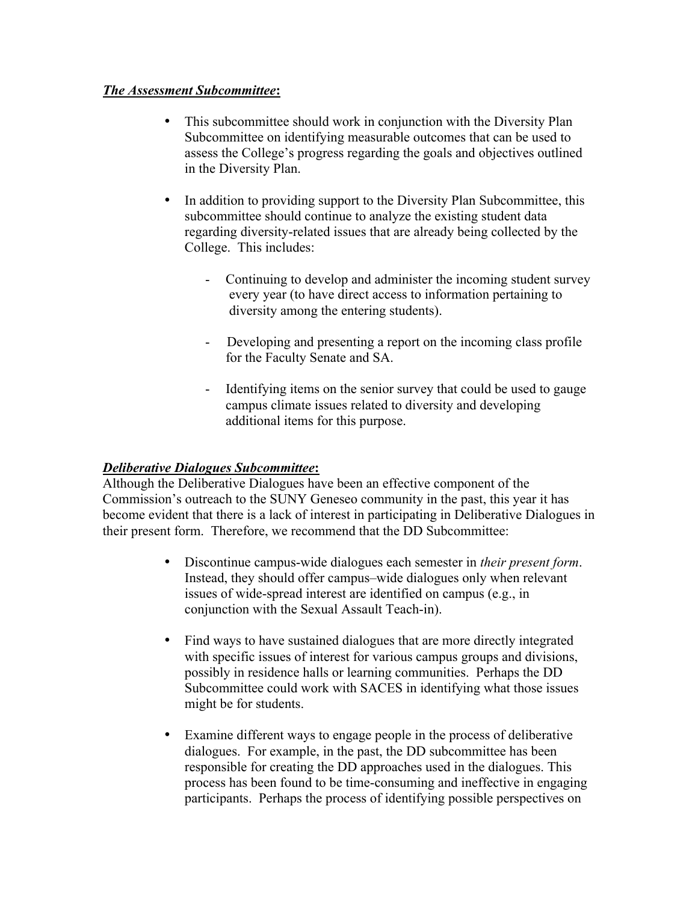***The Assessment Subcommittee*:**

- This subcommittee should work in conjunction with the Diversity Plan Subcommittee on identifying measurable outcomes that can be used to assess the College's progress regarding the goals and objectives outlined in the Diversity Plan.

- In addition to providing support to the Diversity Plan Subcommittee, this subcommittee should continue to analyze the existing student data regarding diversity-related issues that are already being collected by the College. This includes:

  - Continuing to develop and administer the incoming student survey every year (to have direct access to information pertaining to diversity among the entering students).

  - Developing and presenting a report on the incoming class profile for the Faculty Senate and SA.

  - Identifying items on the senior survey that could be used to gauge campus climate issues related to diversity and developing additional items for this purpose.

***Deliberative Dialogues Subcommittee*:**

Although the Deliberative Dialogues have been an effective component of the Commission's outreach to the SUNY Geneseo community in the past, this year it has become evident that there is a lack of interest in participating in Deliberative Dialogues in their present form. Therefore, we recommend that the DD Subcommittee:

- Discontinue campus-wide dialogues each semester in *their present form*. Instead, they should offer campus–wide dialogues only when relevant issues of wide-spread interest are identified on campus (e.g., in conjunction with the Sexual Assault Teach-in).

- Find ways to have sustained dialogues that are more directly integrated with specific issues of interest for various campus groups and divisions, possibly in residence halls or learning communities. Perhaps the DD Subcommittee could work with SACES in identifying what those issues might be for students.

- Examine different ways to engage people in the process of deliberative dialogues. For example, in the past, the DD subcommittee has been responsible for creating the DD approaches used in the dialogues. This process has been found to be time-consuming and ineffective in engaging participants. Perhaps the process of identifying possible perspectives on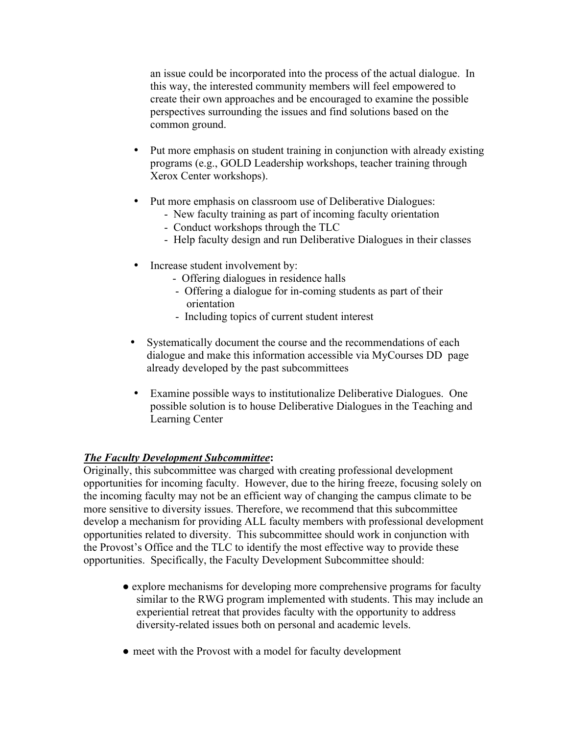an issue could be incorporated into the process of the actual dialogue. In this way, the interested community members will feel empowered to create their own approaches and be encouraged to examine the possible perspectives surrounding the issues and find solutions based on the common ground.

- Put more emphasis on student training in conjunction with already existing programs (e.g., GOLD Leadership workshops, teacher training through Xerox Center workshops).

- Put more emphasis on classroom use of Deliberative Dialogues:
  - New faculty training as part of incoming faculty orientation
  - Conduct workshops through the TLC
  - Help faculty design and run Deliberative Dialogues in their classes

- Increase student involvement by:
  - Offering dialogues in residence halls
  - Offering a dialogue for in-coming students as part of their orientation
  - Including topics of current student interest

- Systematically document the course and the recommendations of each dialogue and make this information accessible via MyCourses DD page already developed by the past subcommittees

- Examine possible ways to institutionalize Deliberative Dialogues. One possible solution is to house Deliberative Dialogues in the Teaching and Learning Center

***The Faculty Development Subcommittee*:**

Originally, this subcommittee was charged with creating professional development opportunities for incoming faculty. However, due to the hiring freeze, focusing solely on the incoming faculty may not be an efficient way of changing the campus climate to be more sensitive to diversity issues. Therefore, we recommend that this subcommittee develop a mechanism for providing ALL faculty members with professional development opportunities related to diversity. This subcommittee should work in conjunction with the Provost's Office and the TLC to identify the most effective way to provide these opportunities. Specifically, the Faculty Development Subcommittee should:

- explore mechanisms for developing more comprehensive programs for faculty similar to the RWG program implemented with students. This may include an experiential retreat that provides faculty with the opportunity to address diversity-related issues both on personal and academic levels.

- meet with the Provost with a model for faculty development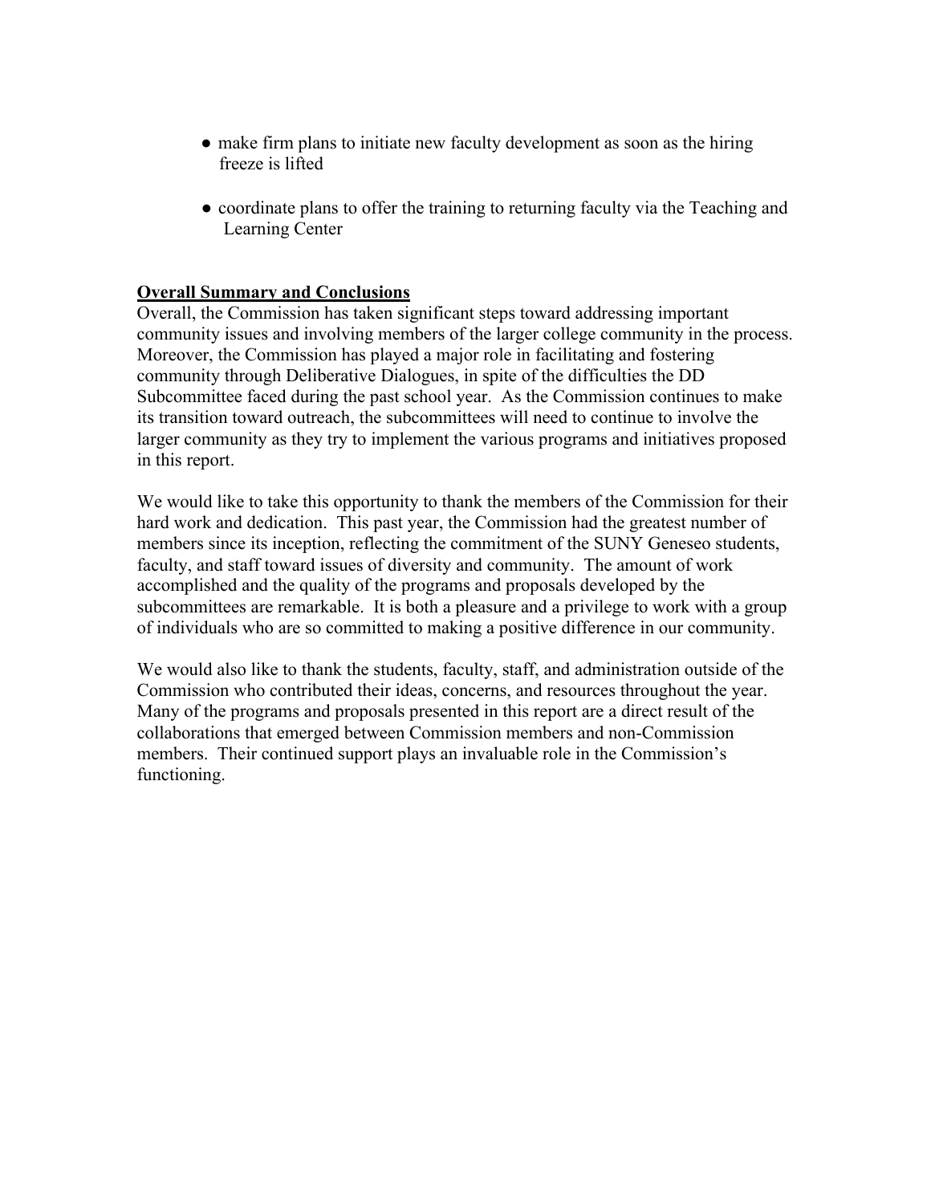- make firm plans to initiate new faculty development as soon as the hiring freeze is lifted

- coordinate plans to offer the training to returning faculty via the Teaching and Learning Center

**Overall Summary and Conclusions**

Overall, the Commission has taken significant steps toward addressing important community issues and involving members of the larger college community in the process. Moreover, the Commission has played a major role in facilitating and fostering community through Deliberative Dialogues, in spite of the difficulties the DD Subcommittee faced during the past school year. As the Commission continues to make its transition toward outreach, the subcommittees will need to continue to involve the larger community as they try to implement the various programs and initiatives proposed in this report.

We would like to take this opportunity to thank the members of the Commission for their hard work and dedication. This past year, the Commission had the greatest number of members since its inception, reflecting the commitment of the SUNY Geneseo students, faculty, and staff toward issues of diversity and community. The amount of work accomplished and the quality of the programs and proposals developed by the subcommittees are remarkable. It is both a pleasure and a privilege to work with a group of individuals who are so committed to making a positive difference in our community.

We would also like to thank the students, faculty, staff, and administration outside of the Commission who contributed their ideas, concerns, and resources throughout the year. Many of the programs and proposals presented in this report are a direct result of the collaborations that emerged between Commission members and non-Commission members. Their continued support plays an invaluable role in the Commission's functioning.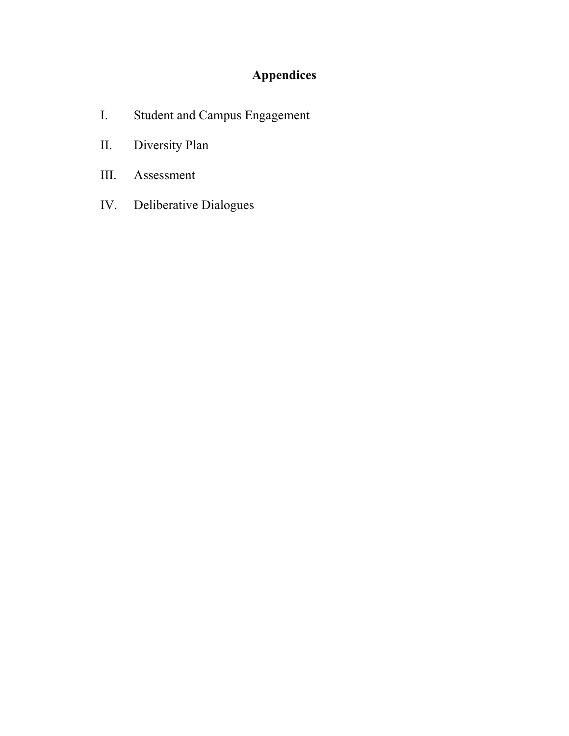# Appendices

I. Student and Campus Engagement

II. Diversity Plan

III. Assessment

IV. Deliberative Dialogues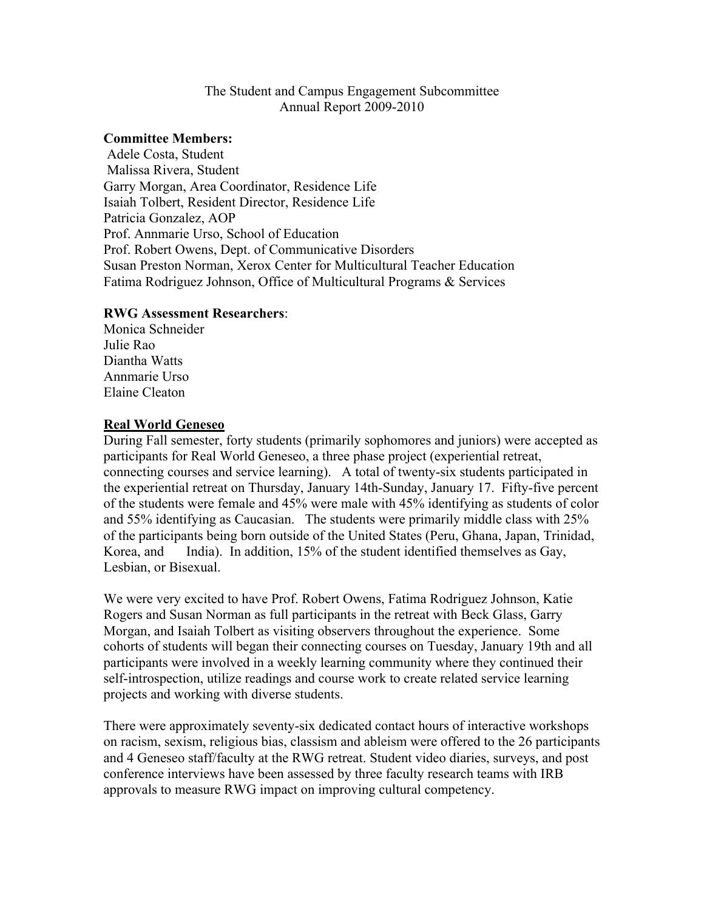The Student and Campus Engagement Subcommittee
Annual Report 2009-2010

**Committee Members:**
Adele Costa, Student
Malissa Rivera, Student
Garry Morgan, Area Coordinator, Residence Life
Isaiah Tolbert, Resident Director, Residence Life
Patricia Gonzalez, AOP
Prof. Annmarie Urso, School of Education
Prof. Robert Owens, Dept. of Communicative Disorders
Susan Preston Norman, Xerox Center for Multicultural Teacher Education
Fatima Rodriguez Johnson, Office of Multicultural Programs & Services

**RWG Assessment Researchers**:
Monica Schneider
Julie Rao
Diantha Watts
Annmarie Urso
Elaine Cleaton

**Real World Geneseo**

During Fall semester, forty students (primarily sophomores and juniors) were accepted as participants for Real World Geneseo, a three phase project (experiential retreat, connecting courses and service learning). A total of twenty-six students participated in the experiential retreat on Thursday, January 14th-Sunday, January 17. Fifty-five percent of the students were female and 45% were male with 45% identifying as students of color and 55% identifying as Caucasian. The students were primarily middle class with 25% of the participants being born outside of the United States (Peru, Ghana, Japan, Trinidad, Korea, and India). In addition, 15% of the student identified themselves as Gay, Lesbian, or Bisexual.

We were very excited to have Prof. Robert Owens, Fatima Rodriguez Johnson, Katie Rogers and Susan Norman as full participants in the retreat with Beck Glass, Garry Morgan, and Isaiah Tolbert as visiting observers throughout the experience. Some cohorts of students will began their connecting courses on Tuesday, January 19th and all participants were involved in a weekly learning community where they continued their self-introspection, utilize readings and course work to create related service learning projects and working with diverse students.

There were approximately seventy-six dedicated contact hours of interactive workshops on racism, sexism, religious bias, classism and ableism were offered to the 26 participants and 4 Geneseo staff/faculty at the RWG retreat. Student video diaries, surveys, and post conference interviews have been assessed by three faculty research teams with IRB approvals to measure RWG impact on improving cultural competency.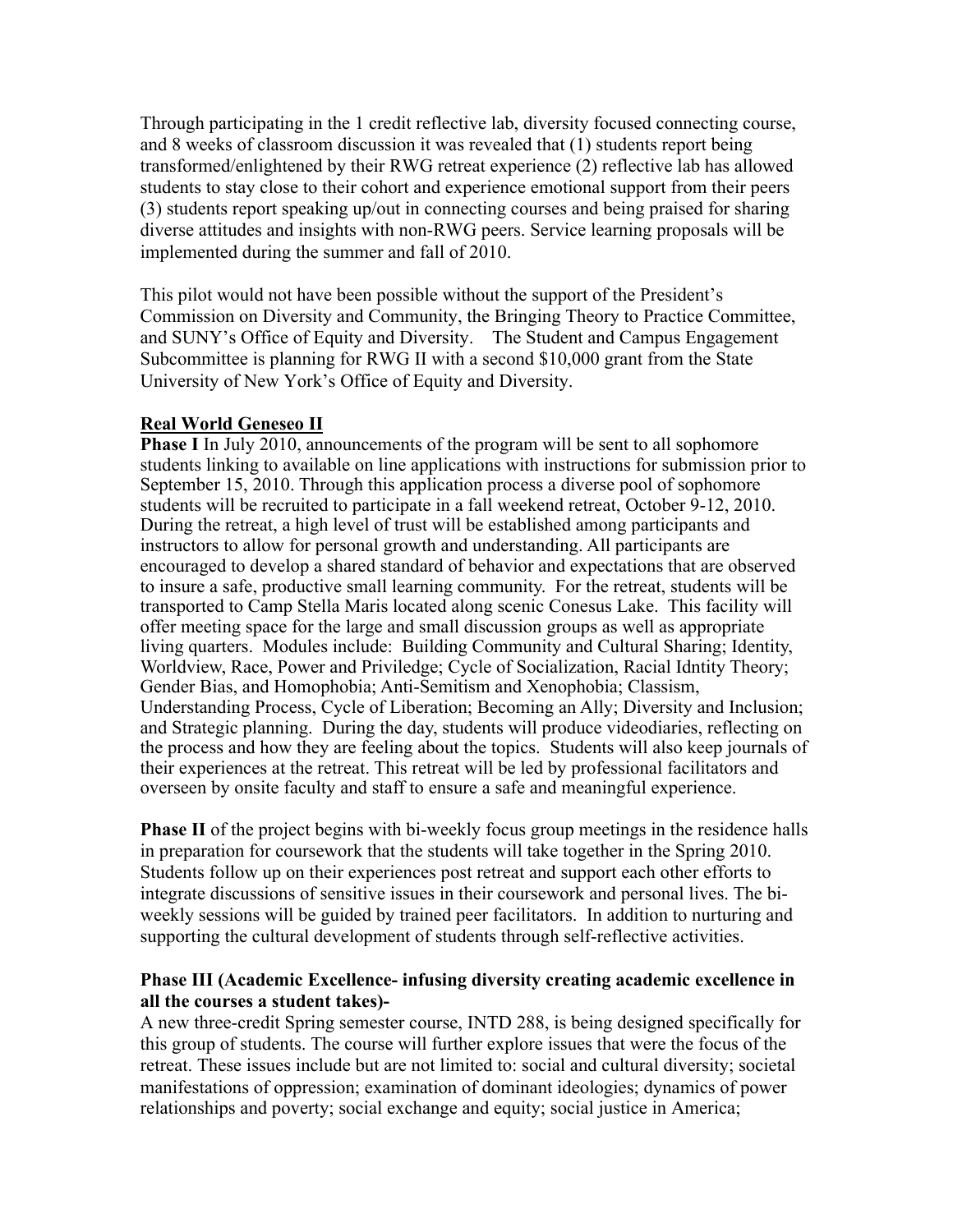Through participating in the 1 credit reflective lab, diversity focused connecting course, and 8 weeks of classroom discussion it was revealed that (1) students report being transformed/enlightened by their RWG retreat experience (2) reflective lab has allowed students to stay close to their cohort and experience emotional support from their peers (3) students report speaking up/out in connecting courses and being praised for sharing diverse attitudes and insights with non-RWG peers. Service learning proposals will be implemented during the summer and fall of 2010.

This pilot would not have been possible without the support of the President's Commission on Diversity and Community, the Bringing Theory to Practice Committee, and SUNY's Office of Equity and Diversity. The Student and Campus Engagement Subcommittee is planning for RWG II with a second $10,000 grant from the State University of New York's Office of Equity and Diversity.

**Real World Geneseo II**

**Phase I** In July 2010, announcements of the program will be sent to all sophomore students linking to available on line applications with instructions for submission prior to September 15, 2010. Through this application process a diverse pool of sophomore students will be recruited to participate in a fall weekend retreat, October 9-12, 2010. During the retreat, a high level of trust will be established among participants and instructors to allow for personal growth and understanding. All participants are encouraged to develop a shared standard of behavior and expectations that are observed to insure a safe, productive small learning community. For the retreat, students will be transported to Camp Stella Maris located along scenic Conesus Lake. This facility will offer meeting space for the large and small discussion groups as well as appropriate living quarters. Modules include: Building Community and Cultural Sharing; Identity, Worldview, Race, Power and Priviledge; Cycle of Socialization, Racial Idntity Theory; Gender Bias, and Homophobia; Anti-Semitism and Xenophobia; Classism, Understanding Process, Cycle of Liberation; Becoming an Ally; Diversity and Inclusion; and Strategic planning. During the day, students will produce videodiaries, reflecting on the process and how they are feeling about the topics. Students will also keep journals of their experiences at the retreat. This retreat will be led by professional facilitators and overseen by onsite faculty and staff to ensure a safe and meaningful experience.

**Phase II** of the project begins with bi-weekly focus group meetings in the residence halls in preparation for coursework that the students will take together in the Spring 2010. Students follow up on their experiences post retreat and support each other efforts to integrate discussions of sensitive issues in their coursework and personal lives. The bi-weekly sessions will be guided by trained peer facilitators. In addition to nurturing and supporting the cultural development of students through self-reflective activities.

**Phase III (Academic Excellence- infusing diversity creating academic excellence in all the courses a student takes)-**

A new three-credit Spring semester course, INTD 288, is being designed specifically for this group of students. The course will further explore issues that were the focus of the retreat. These issues include but are not limited to: social and cultural diversity; societal manifestations of oppression; examination of dominant ideologies; dynamics of power relationships and poverty; social exchange and equity; social justice in America;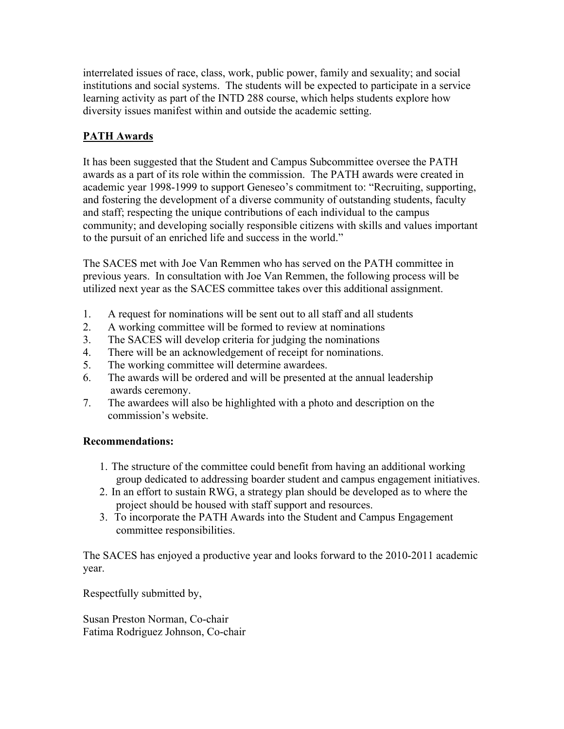interrelated issues of race, class, work, public power, family and sexuality; and social institutions and social systems. The students will be expected to participate in a service learning activity as part of the INTD 288 course, which helps students explore how diversity issues manifest within and outside the academic setting.

## PATH Awards

It has been suggested that the Student and Campus Subcommittee oversee the PATH awards as a part of its role within the commission. The PATH awards were created in academic year 1998-1999 to support Geneseo's commitment to: "Recruiting, supporting, and fostering the development of a diverse community of outstanding students, faculty and staff; respecting the unique contributions of each individual to the campus community; and developing socially responsible citizens with skills and values important to the pursuit of an enriched life and success in the world."

The SACES met with Joe Van Remmen who has served on the PATH committee in previous years. In consultation with Joe Van Remmen, the following process will be utilized next year as the SACES committee takes over this additional assignment.

1. A request for nominations will be sent out to all staff and all students
2. A working committee will be formed to review at nominations
3. The SACES will develop criteria for judging the nominations
4. There will be an acknowledgement of receipt for nominations.
5. The working committee will determine awardees.
6. The awards will be ordered and will be presented at the annual leadership awards ceremony.
7. The awardees will also be highlighted with a photo and description on the commission's website.

**Recommendations:**

1. The structure of the committee could benefit from having an additional working group dedicated to addressing boarder student and campus engagement initiatives.
2. In an effort to sustain RWG, a strategy plan should be developed as to where the project should be housed with staff support and resources.
3. To incorporate the PATH Awards into the Student and Campus Engagement committee responsibilities.

The SACES has enjoyed a productive year and looks forward to the 2010-2011 academic year.

Respectfully submitted by,

Susan Preston Norman, Co-chair
Fatima Rodriguez Johnson, Co-chair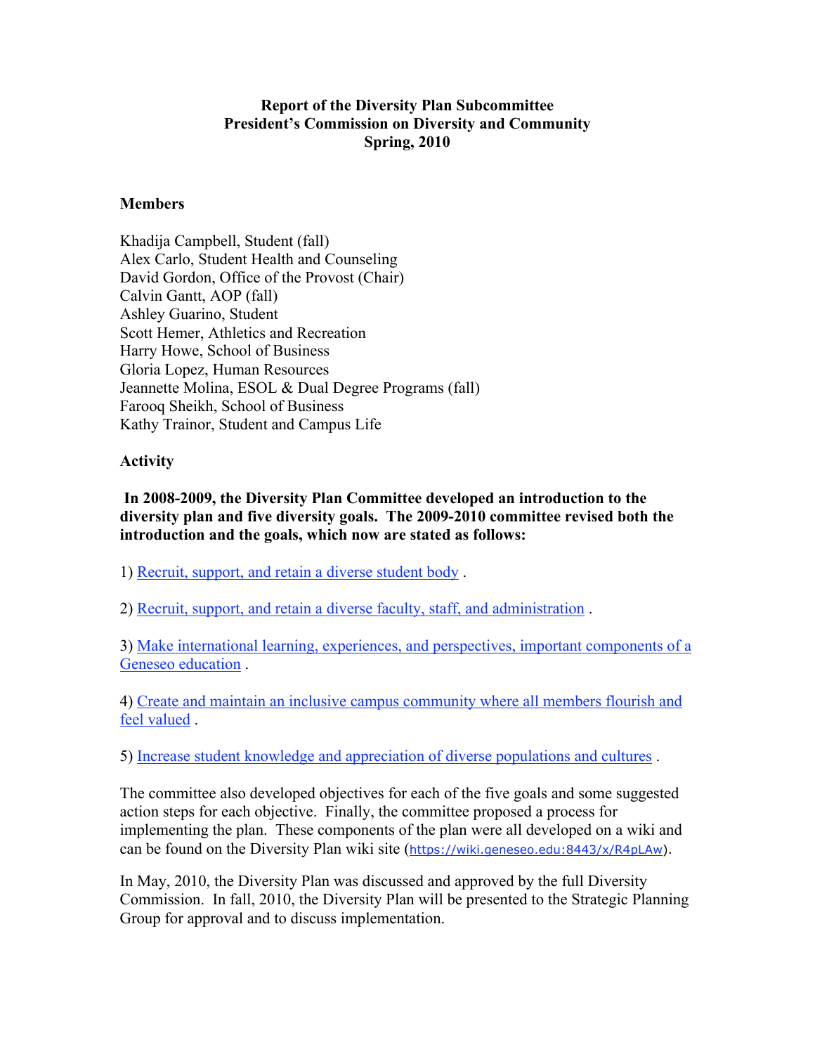**Report of the Diversity Plan Subcommittee**
**President's Commission on Diversity and Community**
**Spring, 2010**

**Members**

Khadija Campbell, Student (fall)
Alex Carlo, Student Health and Counseling
David Gordon, Office of the Provost (Chair)
Calvin Gantt, AOP (fall)
Ashley Guarino, Student
Scott Hemer, Athletics and Recreation
Harry Howe, School of Business
Gloria Lopez, Human Resources
Jeannette Molina, ESOL & Dual Degree Programs (fall)
Farooq Sheikh, School of Business
Kathy Trainor, Student and Campus Life

**Activity**

**In 2008-2009, the Diversity Plan Committee developed an introduction to the diversity plan and five diversity goals. The 2009-2010 committee revised both the introduction and the goals, which now are stated as follows:**

1) Recruit, support, and retain a diverse student body .

2) Recruit, support, and retain a diverse faculty, staff, and administration .

3) Make international learning, experiences, and perspectives, important components of a Geneseo education .

4) Create and maintain an inclusive campus community where all members flourish and feel valued .

5) Increase student knowledge and appreciation of diverse populations and cultures .

The committee also developed objectives for each of the five goals and some suggested action steps for each objective. Finally, the committee proposed a process for implementing the plan. These components of the plan were all developed on a wiki and can be found on the Diversity Plan wiki site (https://wiki.geneseo.edu:8443/x/R4pLAw).

In May, 2010, the Diversity Plan was discussed and approved by the full Diversity Commission. In fall, 2010, the Diversity Plan will be presented to the Strategic Planning Group for approval and to discuss implementation.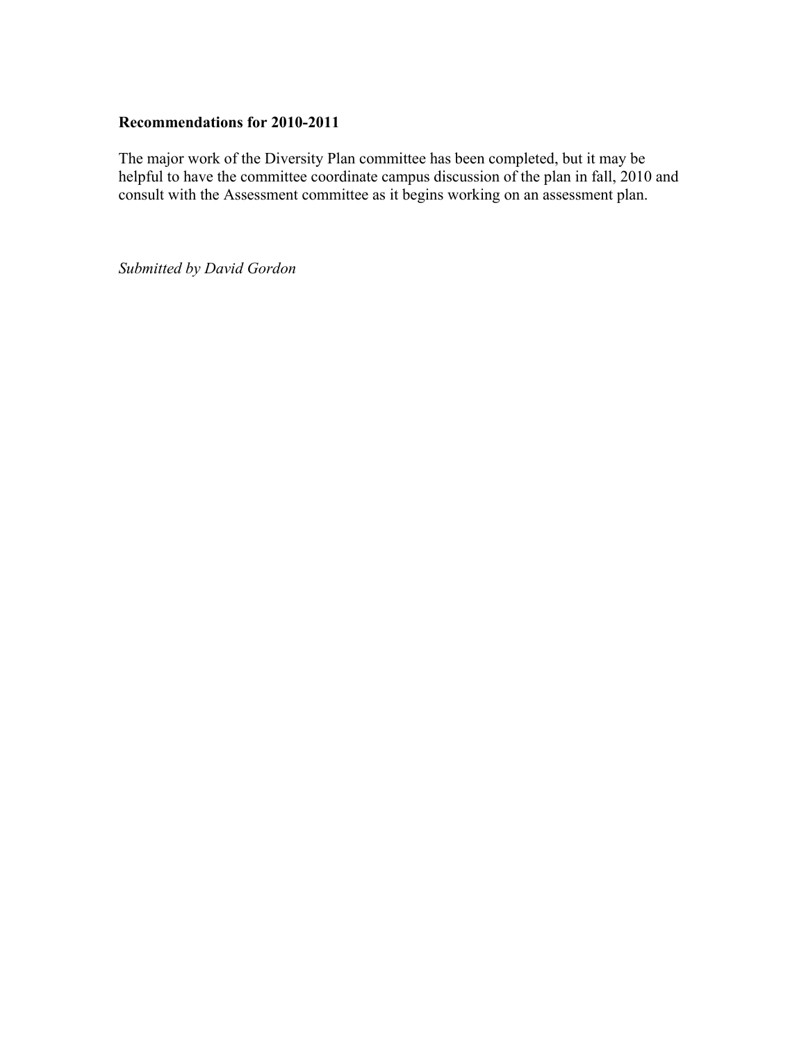**Recommendations for 2010-2011**

The major work of the Diversity Plan committee has been completed, but it may be helpful to have the committee coordinate campus discussion of the plan in fall, 2010 and consult with the Assessment committee as it begins working on an assessment plan.

*Submitted by David Gordon*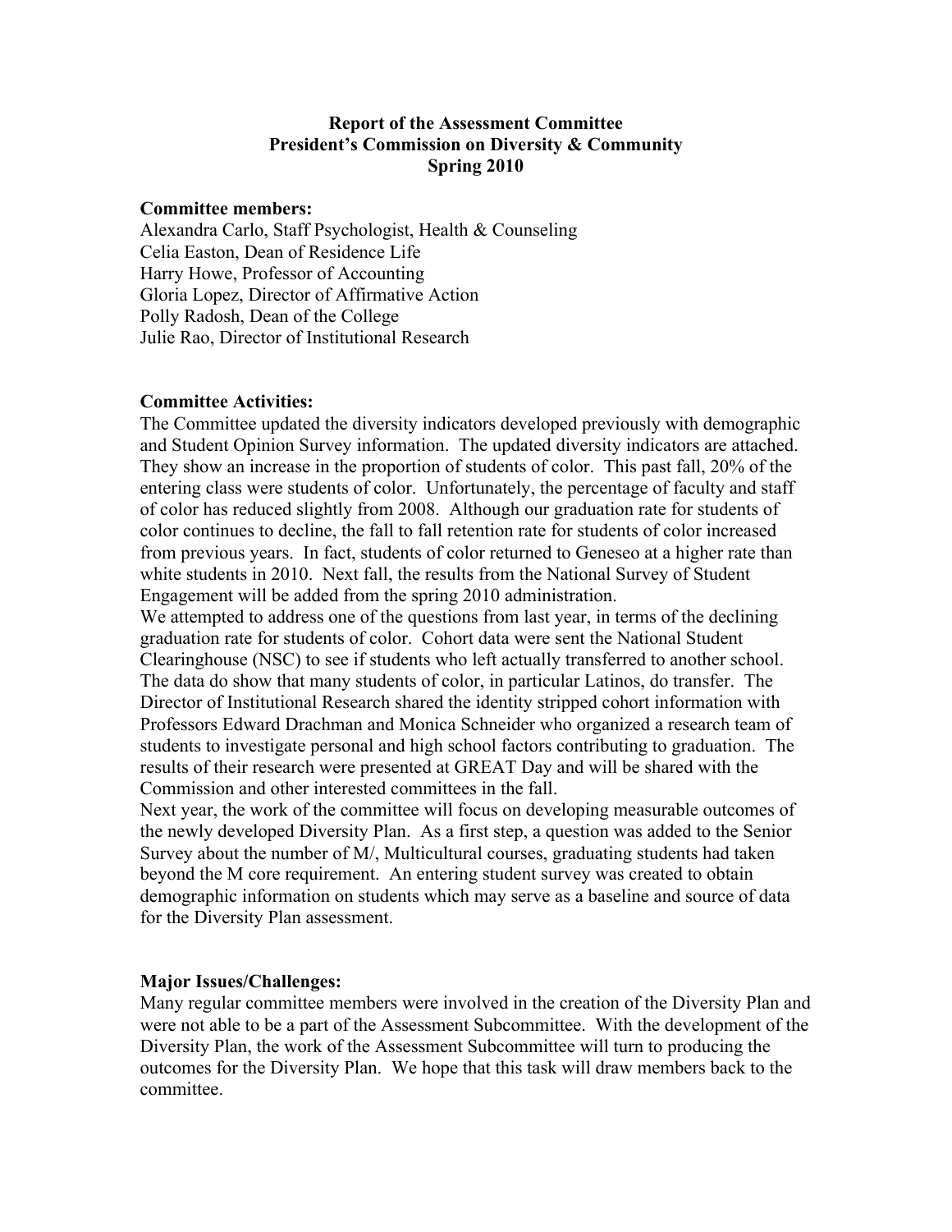**Report of the Assessment Committee**
**President's Commission on Diversity & Community**
**Spring 2010**

**Committee members:**
Alexandra Carlo, Staff Psychologist, Health & Counseling
Celia Easton, Dean of Residence Life
Harry Howe, Professor of Accounting
Gloria Lopez, Director of Affirmative Action
Polly Radosh, Dean of the College
Julie Rao, Director of Institutional Research

**Committee Activities:**
The Committee updated the diversity indicators developed previously with demographic and Student Opinion Survey information. The updated diversity indicators are attached. They show an increase in the proportion of students of color. This past fall, 20% of the entering class were students of color. Unfortunately, the percentage of faculty and staff of color has reduced slightly from 2008. Although our graduation rate for students of color continues to decline, the fall to fall retention rate for students of color increased from previous years. In fact, students of color returned to Geneseo at a higher rate than white students in 2010. Next fall, the results from the National Survey of Student Engagement will be added from the spring 2010 administration.
We attempted to address one of the questions from last year, in terms of the declining graduation rate for students of color. Cohort data were sent the National Student Clearinghouse (NSC) to see if students who left actually transferred to another school. The data do show that many students of color, in particular Latinos, do transfer. The Director of Institutional Research shared the identity stripped cohort information with Professors Edward Drachman and Monica Schneider who organized a research team of students to investigate personal and high school factors contributing to graduation. The results of their research were presented at GREAT Day and will be shared with the Commission and other interested committees in the fall.
Next year, the work of the committee will focus on developing measurable outcomes of the newly developed Diversity Plan. As a first step, a question was added to the Senior Survey about the number of M/, Multicultural courses, graduating students had taken beyond the M core requirement. An entering student survey was created to obtain demographic information on students which may serve as a baseline and source of data for the Diversity Plan assessment.

**Major Issues/Challenges:**
Many regular committee members were involved in the creation of the Diversity Plan and were not able to be a part of the Assessment Subcommittee. With the development of the Diversity Plan, the work of the Assessment Subcommittee will turn to producing the outcomes for the Diversity Plan. We hope that this task will draw members back to the committee.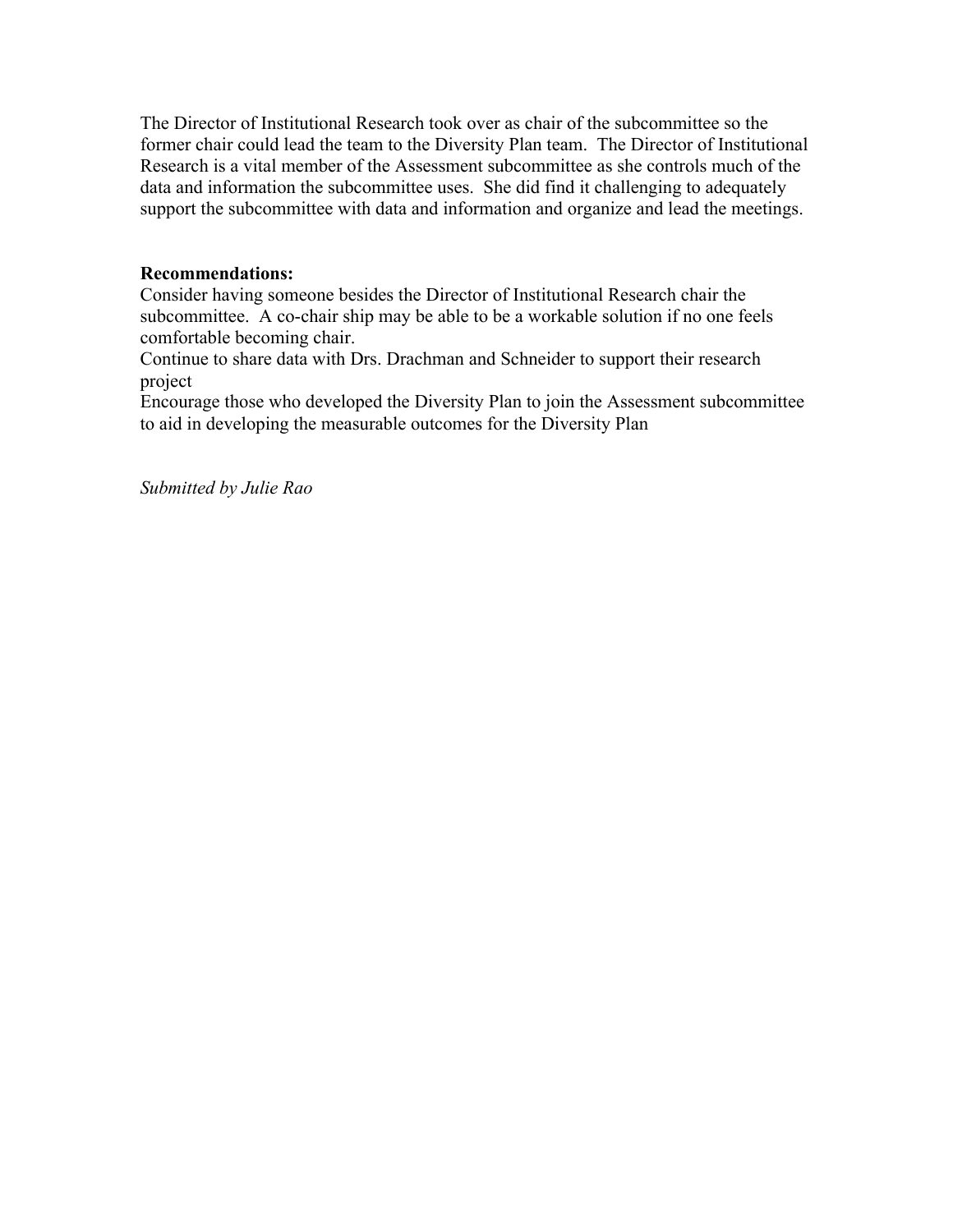The Director of Institutional Research took over as chair of the subcommittee so the former chair could lead the team to the Diversity Plan team. The Director of Institutional Research is a vital member of the Assessment subcommittee as she controls much of the data and information the subcommittee uses. She did find it challenging to adequately support the subcommittee with data and information and organize and lead the meetings.

**Recommendations:**

Consider having someone besides the Director of Institutional Research chair the subcommittee. A co-chair ship may be able to be a workable solution if no one feels comfortable becoming chair.

Continue to share data with Drs. Drachman and Schneider to support their research project

Encourage those who developed the Diversity Plan to join the Assessment subcommittee to aid in developing the measurable outcomes for the Diversity Plan

*Submitted by Julie Rao*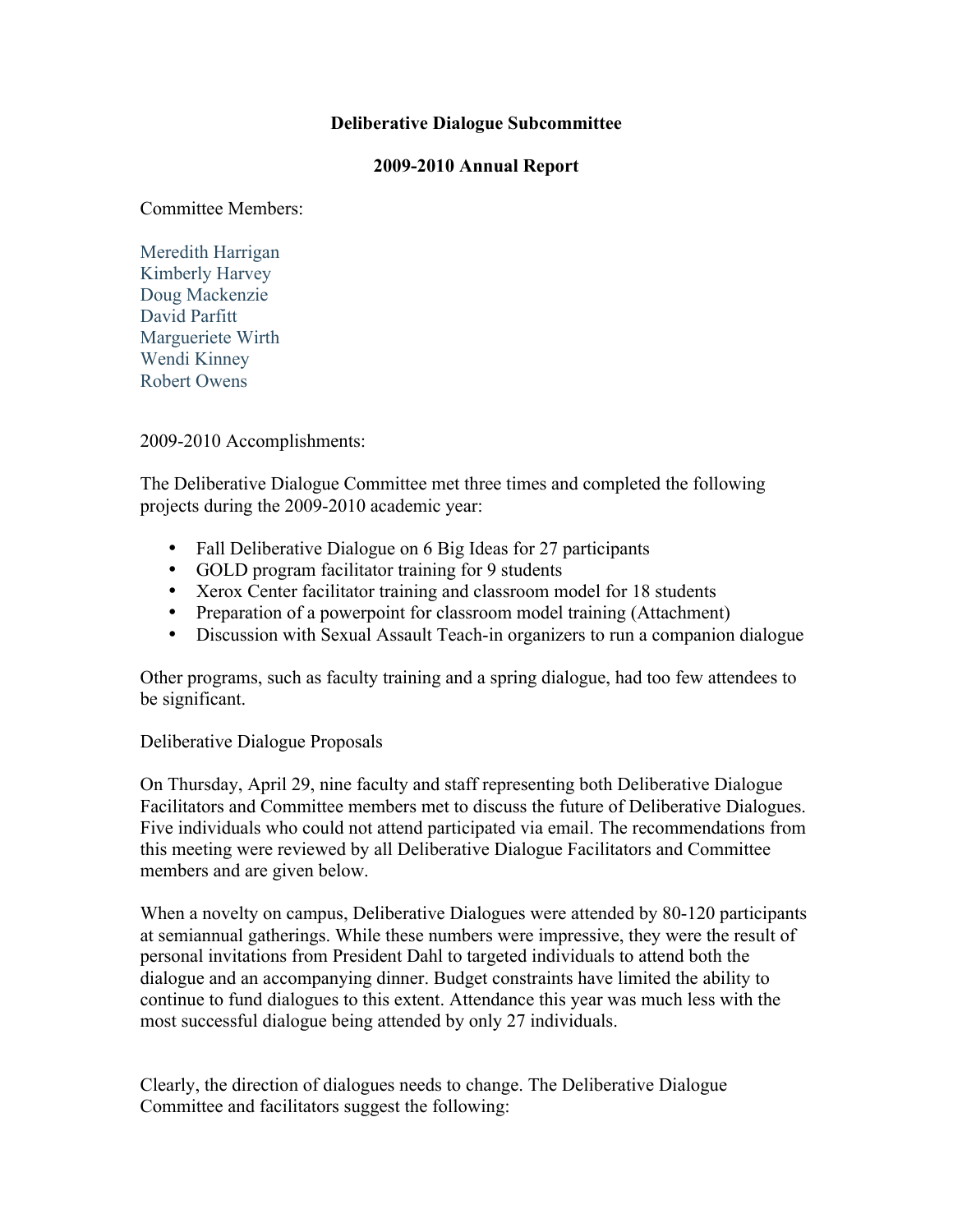**Deliberative Dialogue Subcommittee**

**2009-2010 Annual Report**

Committee Members:

Meredith Harrigan
Kimberly Harvey
Doug Mackenzie
David Parfitt
Margueriete Wirth
Wendi Kinney
Robert Owens

2009-2010 Accomplishments:

The Deliberative Dialogue Committee met three times and completed the following projects during the 2009-2010 academic year:

- Fall Deliberative Dialogue on 6 Big Ideas for 27 participants
- GOLD program facilitator training for 9 students
- Xerox Center facilitator training and classroom model for 18 students
- Preparation of a powerpoint for classroom model training (Attachment)
- Discussion with Sexual Assault Teach-in organizers to run a companion dialogue

Other programs, such as faculty training and a spring dialogue, had too few attendees to be significant.

Deliberative Dialogue Proposals

On Thursday, April 29, nine faculty and staff representing both Deliberative Dialogue Facilitators and Committee members met to discuss the future of Deliberative Dialogues. Five individuals who could not attend participated via email. The recommendations from this meeting were reviewed by all Deliberative Dialogue Facilitators and Committee members and are given below.

When a novelty on campus, Deliberative Dialogues were attended by 80-120 participants at semiannual gatherings. While these numbers were impressive, they were the result of personal invitations from President Dahl to targeted individuals to attend both the dialogue and an accompanying dinner. Budget constraints have limited the ability to continue to fund dialogues to this extent. Attendance this year was much less with the most successful dialogue being attended by only 27 individuals.

Clearly, the direction of dialogues needs to change. The Deliberative Dialogue Committee and facilitators suggest the following: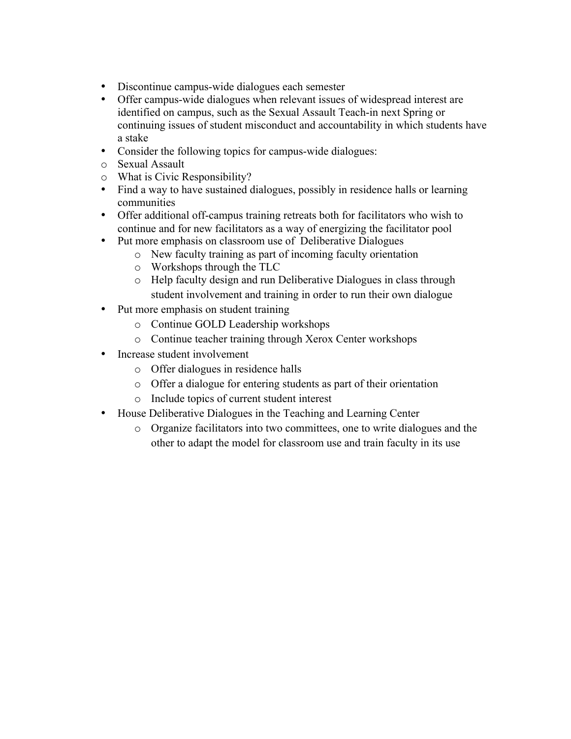- Discontinue campus-wide dialogues each semester
- Offer campus-wide dialogues when relevant issues of widespread interest are identified on campus, such as the Sexual Assault Teach-in next Spring or continuing issues of student misconduct and accountability in which students have a stake
- Consider the following topics for campus-wide dialogues:
  - Sexual Assault
  - What is Civic Responsibility?
- Find a way to have sustained dialogues, possibly in residence halls or learning communities
- Offer additional off-campus training retreats both for facilitators who wish to continue and for new facilitators as a way of energizing the facilitator pool
- Put more emphasis on classroom use of Deliberative Dialogues
  - New faculty training as part of incoming faculty orientation
  - Workshops through the TLC
  - Help faculty design and run Deliberative Dialogues in class through student involvement and training in order to run their own dialogue
- Put more emphasis on student training
  - Continue GOLD Leadership workshops
  - Continue teacher training through Xerox Center workshops
- Increase student involvement
  - Offer dialogues in residence halls
  - Offer a dialogue for entering students as part of their orientation
  - Include topics of current student interest
- House Deliberative Dialogues in the Teaching and Learning Center
  - Organize facilitators into two committees, one to write dialogues and the other to adapt the model for classroom use and train faculty in its use